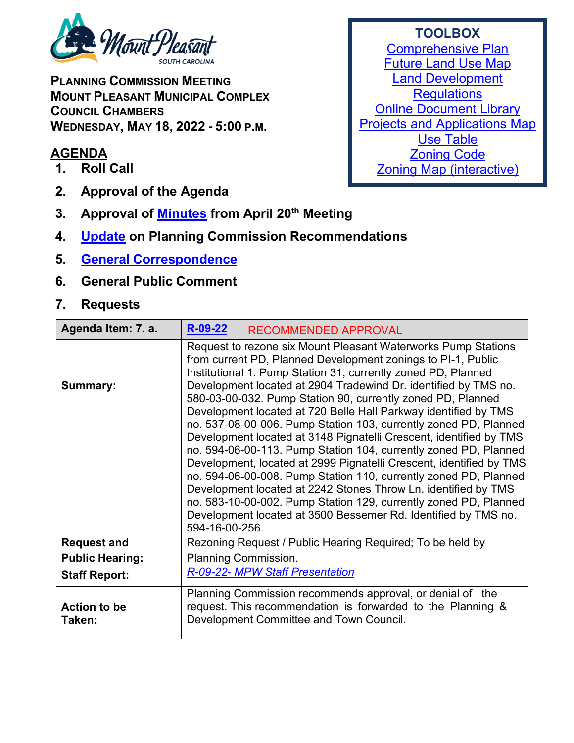Mount Pleasant
SOUTH CAROLINA

**PLANNING COMMISSION MEETING**
**MOUNT PLEASANT MUNICIPAL COMPLEX**
**COUNCIL CHAMBERS**
**WEDNESDAY, MAY 18, 2022 - 5:00 P.M.**

**TOOLBOX**
Comprehensive Plan
Future Land Use Map
Land Development Regulations
Online Document Library
Projects and Applications Map
Use Table
Zoning Code
Zoning Map (interactive)

## AGENDA

1. **Roll Call**
2. **Approval of the Agenda**
3. **Approval of Minutes from April 20th Meeting**
4. **Update on Planning Commission Recommendations**
5. **General Correspondence**
6. **General Public Comment**
7. **Requests**

| **Agenda Item: 7. a.** | **R-09-22** RECOMMENDED APPROVAL |
|---|---|
| **Summary:** | Request to rezone six Mount Pleasant Waterworks Pump Stations from current PD, Planned Development zonings to PI-1, Public Institutional 1. Pump Station 31, currently zoned PD, Planned Development located at 2904 Tradewind Dr. identified by TMS no. 580-03-00-032. Pump Station 90, currently zoned PD, Planned Development located at 720 Belle Hall Parkway identified by TMS no. 537-08-00-006. Pump Station 103, currently zoned PD, Planned Development located at 3148 Pignatelli Crescent, identified by TMS no. 594-06-00-113. Pump Station 104, currently zoned PD, Planned Development, located at 2999 Pignatelli Crescent, identified by TMS no. 594-06-00-008. Pump Station 110, currently zoned PD, Planned Development located at 2242 Stones Throw Ln. identified by TMS no. 583-10-00-002. Pump Station 129, currently zoned PD, Planned Development located at 3500 Bessemer Rd. Identified by TMS no. 594-16-00-256. |
| **Request and Public Hearing:** | Rezoning Request / Public Hearing Required; To be held by Planning Commission. |
| **Staff Report:** | *R-09-22- MPW Staff Presentation* |
| **Action to be Taken:** | Planning Commission recommends approval, or denial of the request. This recommendation is forwarded to the Planning & Development Committee and Town Council. |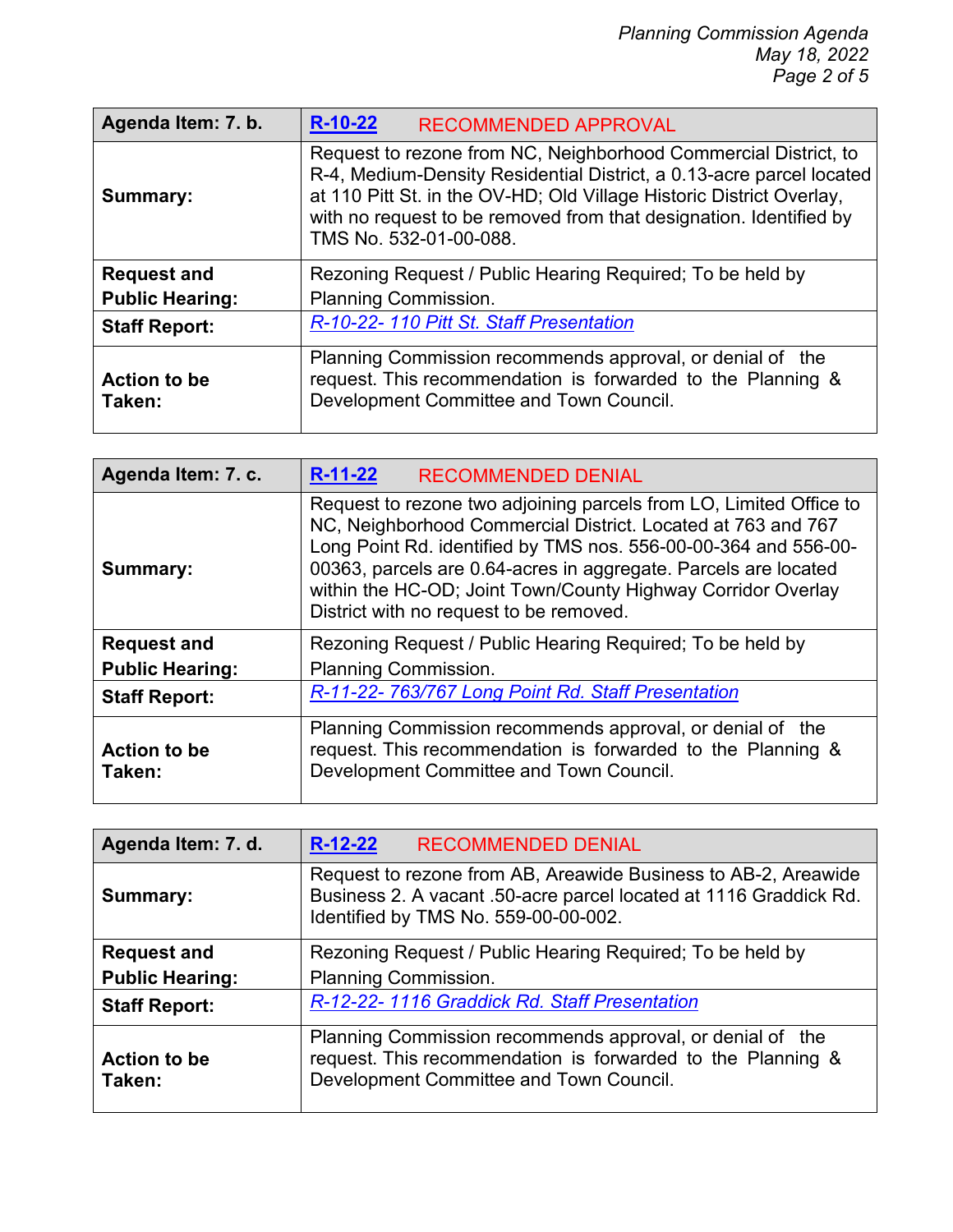| Agenda Item: 7. b. | **R-10-22** RECOMMENDED APPROVAL |
|---|---|
| **Summary:** | Request to rezone from NC, Neighborhood Commercial District, to R-4, Medium-Density Residential District, a 0.13-acre parcel located at 110 Pitt St. in the OV-HD; Old Village Historic District Overlay, with no request to be removed from that designation. Identified by TMS No. 532-01-00-088. |
| **Request and Public Hearing:** | Rezoning Request / Public Hearing Required; To be held by Planning Commission. |
| **Staff Report:** | *R-10-22- 110 Pitt St. Staff Presentation* |
| **Action to be Taken:** | Planning Commission recommends approval, or denial of the request. This recommendation is forwarded to the Planning & Development Committee and Town Council. |

| Agenda Item: 7. c. | **R-11-22** RECOMMENDED DENIAL |
|---|---|
| **Summary:** | Request to rezone two adjoining parcels from LO, Limited Office to NC, Neighborhood Commercial District. Located at 763 and 767 Long Point Rd. identified by TMS nos. 556-00-00-364 and 556-00-00363, parcels are 0.64-acres in aggregate. Parcels are located within the HC-OD; Joint Town/County Highway Corridor Overlay District with no request to be removed. |
| **Request and Public Hearing:** | Rezoning Request / Public Hearing Required; To be held by Planning Commission. |
| **Staff Report:** | *R-11-22- 763/767 Long Point Rd. Staff Presentation* |
| **Action to be Taken:** | Planning Commission recommends approval, or denial of the request. This recommendation is forwarded to the Planning & Development Committee and Town Council. |

| Agenda Item: 7. d. | **R-12-22** RECOMMENDED DENIAL |
|---|---|
| **Summary:** | Request to rezone from AB, Areawide Business to AB-2, Areawide Business 2. A vacant .50-acre parcel located at 1116 Graddick Rd. Identified by TMS No. 559-00-00-002. |
| **Request and Public Hearing:** | Rezoning Request / Public Hearing Required; To be held by Planning Commission. |
| **Staff Report:** | *R-12-22- 1116 Graddick Rd. Staff Presentation* |
| **Action to be Taken:** | Planning Commission recommends approval, or denial of the request. This recommendation is forwarded to the Planning & Development Committee and Town Council. |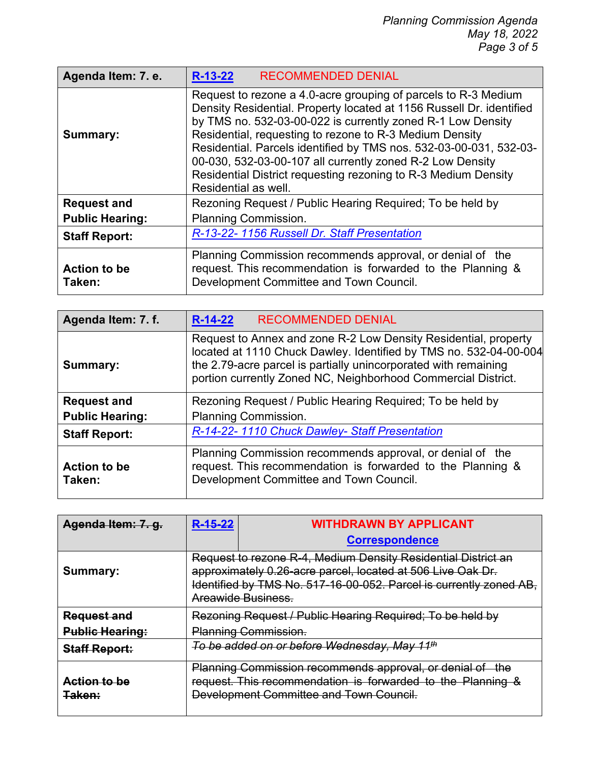| Agenda Item: 7. e. | R-13-22 RECOMMENDED DENIAL |
|---|---|
| Summary: | Request to rezone a 4.0-acre grouping of parcels to R-3 Medium Density Residential. Property located at 1156 Russell Dr. identified by TMS no. 532-03-00-022 is currently zoned R-1 Low Density Residential, requesting to rezone to R-3 Medium Density Residential. Parcels identified by TMS nos. 532-03-00-031, 532-03-00-030, 532-03-00-107 all currently zoned R-2 Low Density Residential District requesting rezoning to R-3 Medium Density Residential as well. |
| Request and Public Hearing: | Rezoning Request / Public Hearing Required; To be held by Planning Commission. |
| Staff Report: | *R-13-22- 1156 Russell Dr. Staff Presentation* |
| Action to be Taken: | Planning Commission recommends approval, or denial of the request. This recommendation is forwarded to the Planning & Development Committee and Town Council. |

| Agenda Item: 7. f. | R-14-22 RECOMMENDED DENIAL |
|---|---|
| Summary: | Request to Annex and zone R-2 Low Density Residential, property located at 1110 Chuck Dawley. Identified by TMS no. 532-04-00-004 the 2.79-acre parcel is partially unincorporated with remaining portion currently Zoned NC, Neighborhood Commercial District. |
| Request and Public Hearing: | Rezoning Request / Public Hearing Required; To be held by Planning Commission. |
| Staff Report: | *R-14-22- 1110 Chuck Dawley- Staff Presentation* |
| Action to be Taken: | Planning Commission recommends approval, or denial of the request. This recommendation is forwarded to the Planning & Development Committee and Town Council. |

| ~~Agenda Item: 7. g.~~ | ~~R-15-22~~ | **WITHDRAWN BY APPLICANT** **Correspondence** |
|---|---|---|
| Summary: | ~~Request to rezone R-4, Medium Density Residential District an approximately 0.26-acre parcel, located at 506 Live Oak Dr. Identified by TMS No. 517-16-00-052. Parcel is currently zoned AB, Areawide Business.~~ | |
| ~~Request and Public Hearing:~~ | ~~Rezoning Request / Public Hearing Required; To be held by Planning Commission.~~ | |
| ~~Staff Report:~~ | ~~*To be added on or before Wednesday, May 11th*~~ | |
| ~~Action to be Taken:~~ | ~~Planning Commission recommends approval, or denial of the request. This recommendation is forwarded to the Planning & Development Committee and Town Council.~~ | |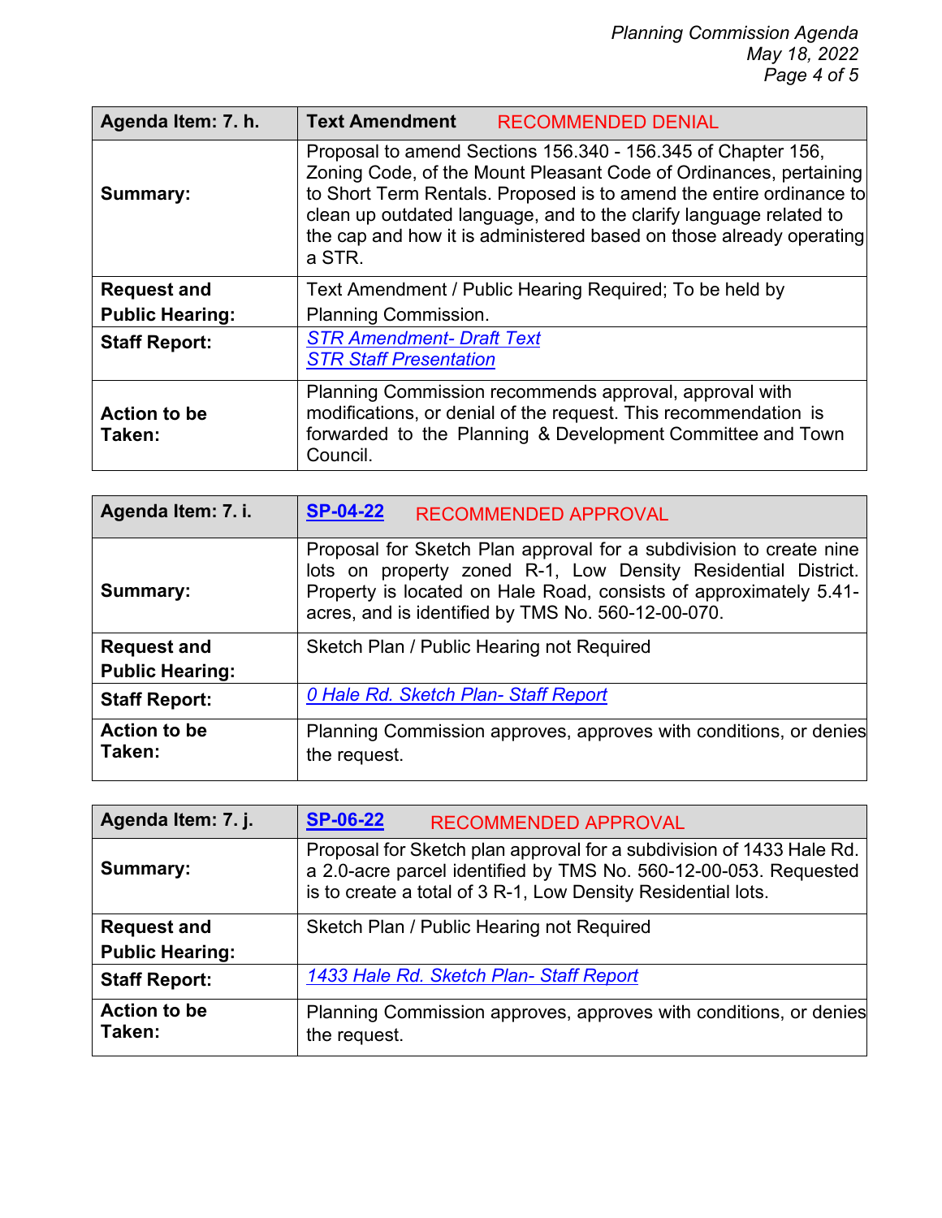| Agenda Item: 7. h. | Text Amendment RECOMMENDED DENIAL |
| --- | --- |
| Summary: | Proposal to amend Sections 156.340 - 156.345 of Chapter 156, Zoning Code, of the Mount Pleasant Code of Ordinances, pertaining to Short Term Rentals. Proposed is to amend the entire ordinance to clean up outdated language, and to the clarify language related to the cap and how it is administered based on those already operating a STR. |
| Request and Public Hearing: | Text Amendment / Public Hearing Required; To be held by Planning Commission. |
| Staff Report: | *STR Amendment- Draft Text*<br>*STR Staff Presentation* |
| Action to be Taken: | Planning Commission recommends approval, approval with modifications, or denial of the request. This recommendation is forwarded to the Planning & Development Committee and Town Council. |

| Agenda Item: 7. i. | **SP-04-22** RECOMMENDED APPROVAL |
| --- | --- |
| Summary: | Proposal for Sketch Plan approval for a subdivision to create nine lots on property zoned R-1, Low Density Residential District. Property is located on Hale Road, consists of approximately 5.41-acres, and is identified by TMS No. 560-12-00-070. |
| Request and Public Hearing: | Sketch Plan / Public Hearing not Required |
| Staff Report: | *0 Hale Rd. Sketch Plan- Staff Report* |
| Action to be Taken: | Planning Commission approves, approves with conditions, or denies the request. |

| Agenda Item: 7. j. | **SP-06-22** RECOMMENDED APPROVAL |
| --- | --- |
| Summary: | Proposal for Sketch plan approval for a subdivision of 1433 Hale Rd. a 2.0-acre parcel identified by TMS No. 560-12-00-053. Requested is to create a total of 3 R-1, Low Density Residential lots. |
| Request and Public Hearing: | Sketch Plan / Public Hearing not Required |
| Staff Report: | *1433 Hale Rd. Sketch Plan- Staff Report* |
| Action to be Taken: | Planning Commission approves, approves with conditions, or denies the request. |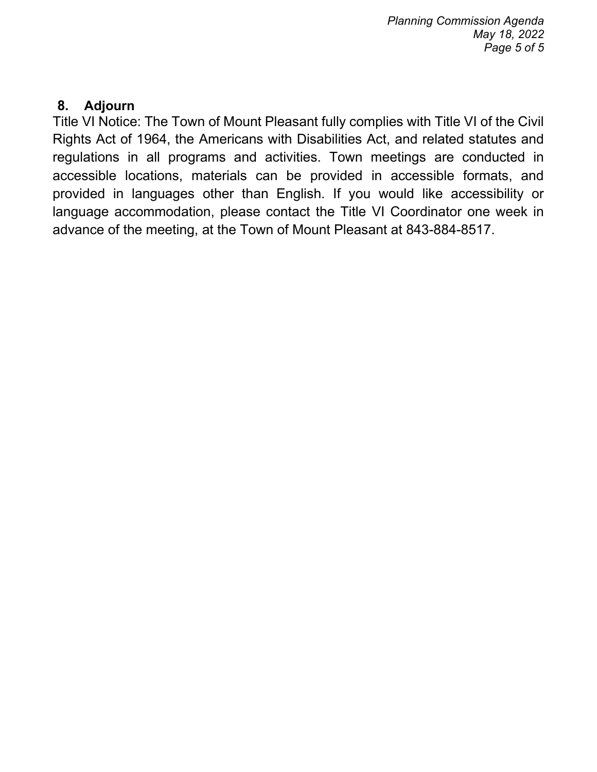## 8. Adjourn

Title VI Notice: The Town of Mount Pleasant fully complies with Title VI of the Civil Rights Act of 1964, the Americans with Disabilities Act, and related statutes and regulations in all programs and activities. Town meetings are conducted in accessible locations, materials can be provided in accessible formats, and provided in languages other than English. If you would like accessibility or language accommodation, please contact the Title VI Coordinator one week in advance of the meeting, at the Town of Mount Pleasant at 843-884-8517.